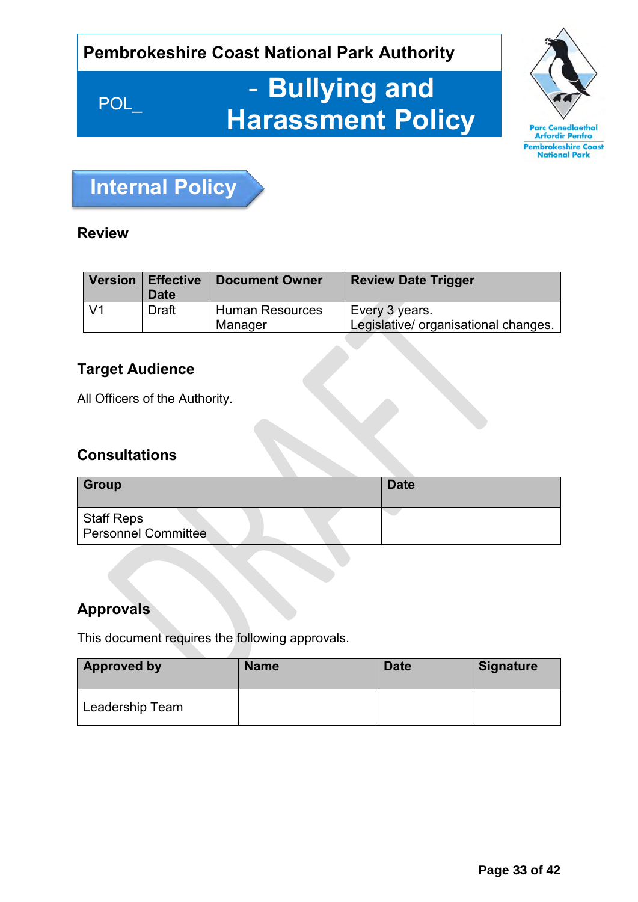**Pembrokeshire Coast National Park Authority**

# POL_ - Bullying and Harassment Policy

Parc Cenedlaethol Arfordir Penfro
Pembrokeshire Coast National Park

## Internal Policy

### Review

| Version | Effective Date | Document Owner | Review Date Trigger |
|---|---|---|---|
| V1 | Draft | Human Resources Manager | Every 3 years.<br>Legislative/ organisational changes. |

### Target Audience

All Officers of the Authority.

### Consultations

| Group | Date |
|---|---|
| Staff Reps<br>Personnel Committee | |

### Approvals

This document requires the following approvals.

| Approved by | Name | Date | Signature |
|---|---|---|---|
| Leadership Team | | | |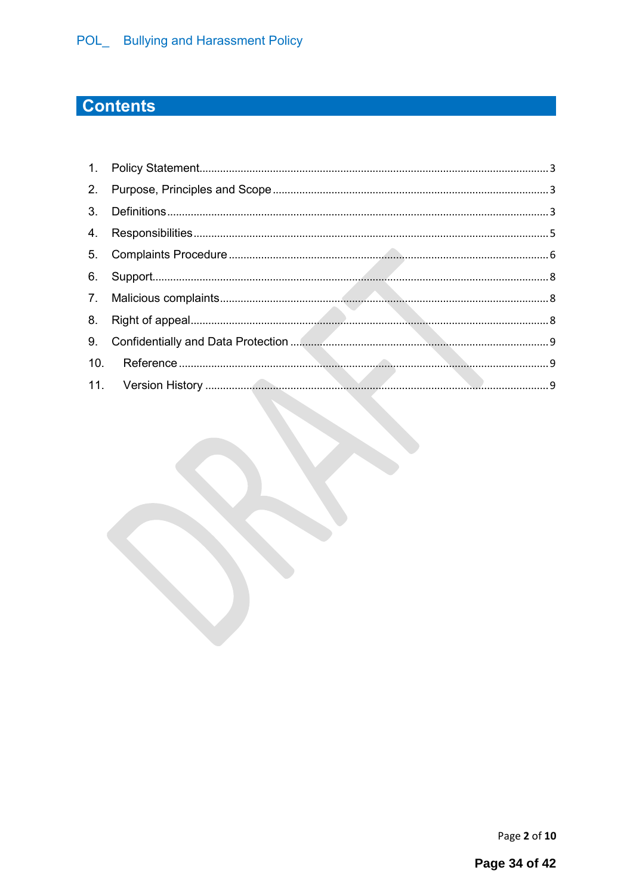# Contents

1. Policy Statement ........ 3
2. Purpose, Principles and Scope ........ 3
3. Definitions ........ 3
4. Responsibilities ........ 5
5. Complaints Procedure ........ 6
6. Support ........ 8
7. Malicious complaints ........ 8
8. Right of appeal ........ 8
9. Confidentially and Data Protection ........ 9
10. Reference ........ 9
11. Version History ........ 9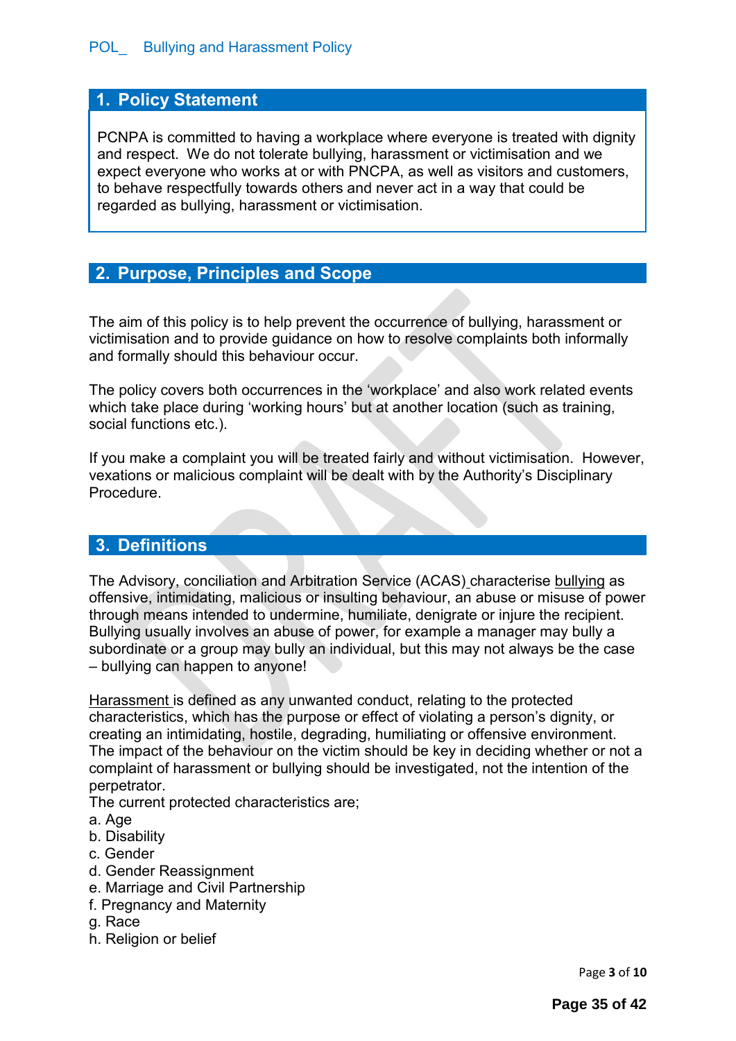## 1. Policy Statement

PCNPA is committed to having a workplace where everyone is treated with dignity and respect. We do not tolerate bullying, harassment or victimisation and we expect everyone who works at or with PNCPA, as well as visitors and customers, to behave respectfully towards others and never act in a way that could be regarded as bullying, harassment or victimisation.

## 2. Purpose, Principles and Scope

The aim of this policy is to help prevent the occurrence of bullying, harassment or victimisation and to provide guidance on how to resolve complaints both informally and formally should this behaviour occur.

The policy covers both occurrences in the 'workplace' and also work related events which take place during 'working hours' but at another location (such as training, social functions etc.).

If you make a complaint you will be treated fairly and without victimisation. However, vexations or malicious complaint will be dealt with by the Authority's Disciplinary Procedure.

## 3. Definitions

The Advisory, conciliation and Arbitration Service (ACAS) characterise bullying as offensive, intimidating, malicious or insulting behaviour, an abuse or misuse of power through means intended to undermine, humiliate, denigrate or injure the recipient. Bullying usually involves an abuse of power, for example a manager may bully a subordinate or a group may bully an individual, but this may not always be the case – bullying can happen to anyone!

Harassment is defined as any unwanted conduct, relating to the protected characteristics, which has the purpose or effect of violating a person's dignity, or creating an intimidating, hostile, degrading, humiliating or offensive environment. The impact of the behaviour on the victim should be key in deciding whether or not a complaint of harassment or bullying should be investigated, not the intention of the perpetrator.

The current protected characteristics are;

a. Age
b. Disability
c. Gender
d. Gender Reassignment
e. Marriage and Civil Partnership
f. Pregnancy and Maternity
g. Race
h. Religion or belief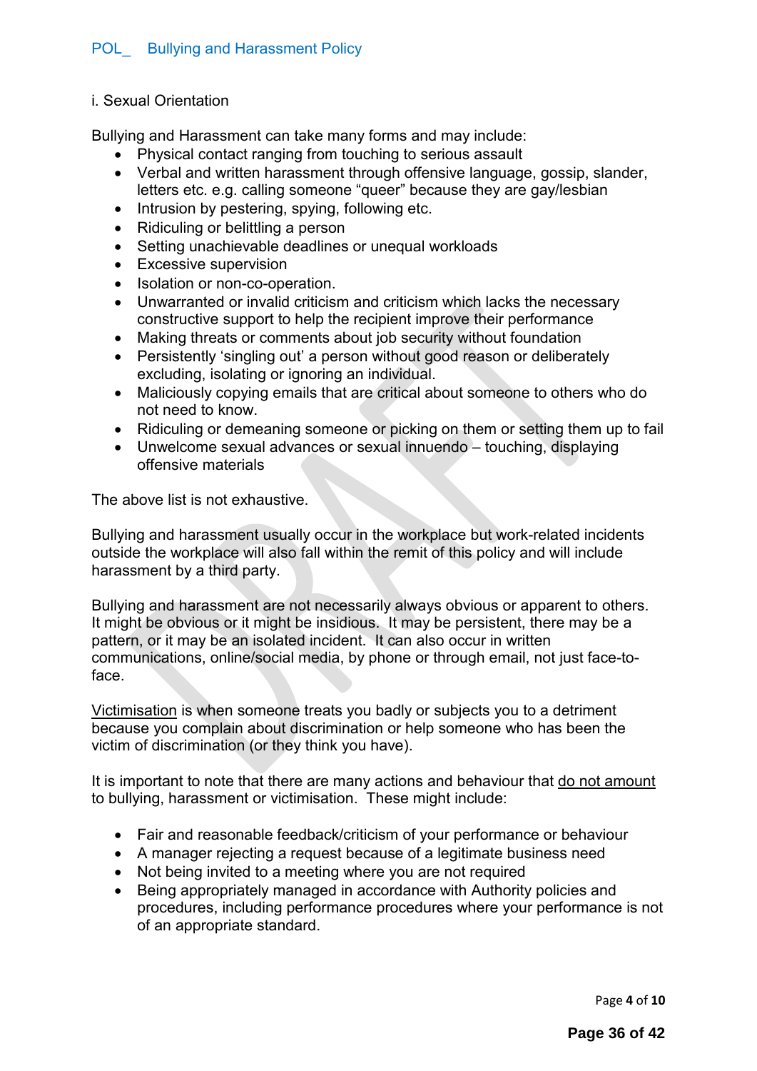i. Sexual Orientation

Bullying and Harassment can take many forms and may include:

- Physical contact ranging from touching to serious assault
- Verbal and written harassment through offensive language, gossip, slander, letters etc. e.g. calling someone “queer” because they are gay/lesbian
- Intrusion by pestering, spying, following etc.
- Ridiculing or belittling a person
- Setting unachievable deadlines or unequal workloads
- Excessive supervision
- Isolation or non-co-operation.
- Unwarranted or invalid criticism and criticism which lacks the necessary constructive support to help the recipient improve their performance
- Making threats or comments about job security without foundation
- Persistently ‘singling out’ a person without good reason or deliberately excluding, isolating or ignoring an individual.
- Maliciously copying emails that are critical about someone to others who do not need to know.
- Ridiculing or demeaning someone or picking on them or setting them up to fail
- Unwelcome sexual advances or sexual innuendo – touching, displaying offensive materials

The above list is not exhaustive.

Bullying and harassment usually occur in the workplace but work-related incidents outside the workplace will also fall within the remit of this policy and will include harassment by a third party.

Bullying and harassment are not necessarily always obvious or apparent to others. It might be obvious or it might be insidious. It may be persistent, there may be a pattern, or it may be an isolated incident. It can also occur in written communications, online/social media, by phone or through email, not just face-to-face.

<u>Victimisation</u> is when someone treats you badly or subjects you to a detriment because you complain about discrimination or help someone who has been the victim of discrimination (or they think you have).

It is important to note that there are many actions and behaviour that <u>do not amount</u> to bullying, harassment or victimisation. These might include:

- Fair and reasonable feedback/criticism of your performance or behaviour
- A manager rejecting a request because of a legitimate business need
- Not being invited to a meeting where you are not required
- Being appropriately managed in accordance with Authority policies and procedures, including performance procedures where your performance is not of an appropriate standard.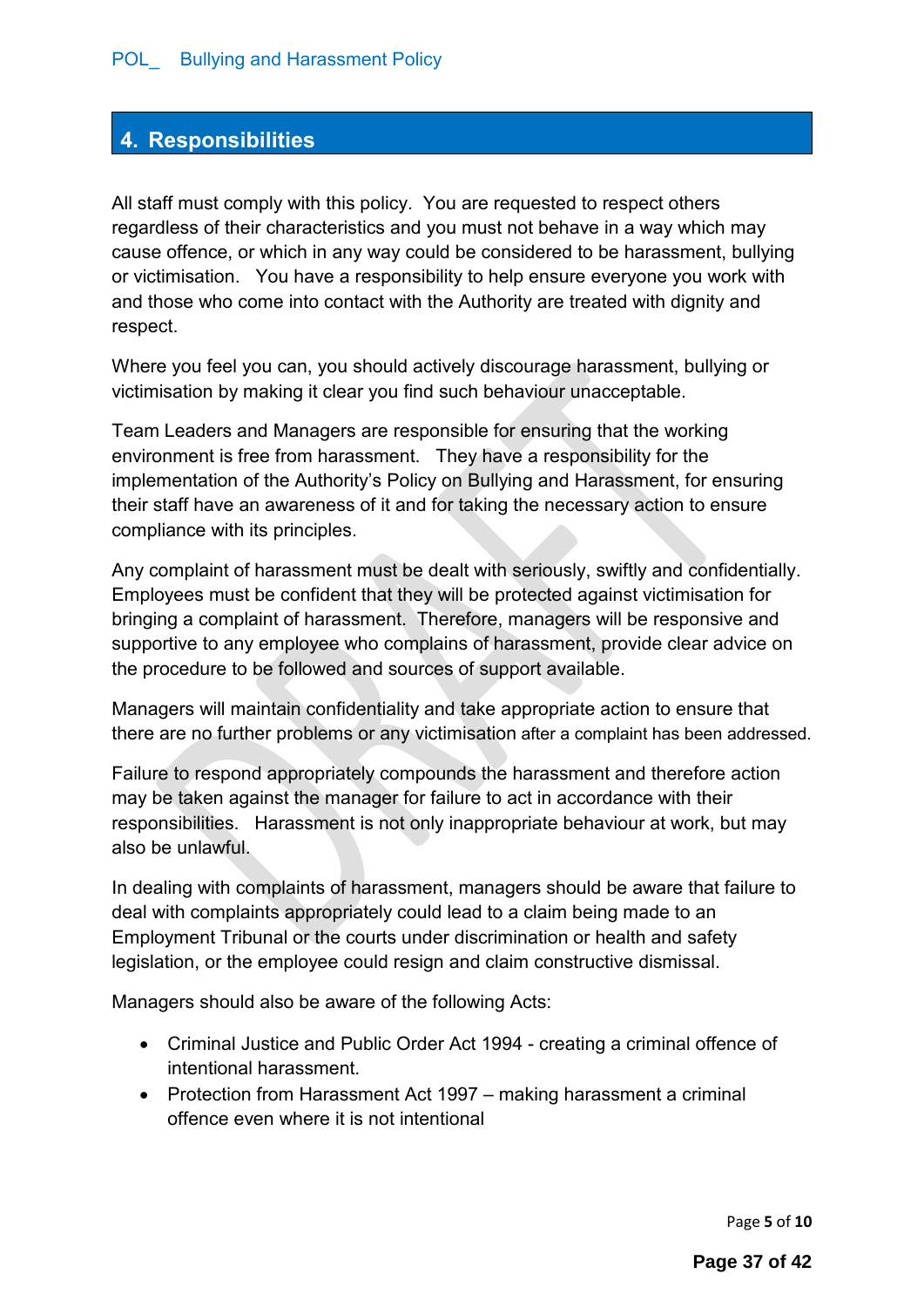## 4. Responsibilities

All staff must comply with this policy. You are requested to respect others regardless of their characteristics and you must not behave in a way which may cause offence, or which in any way could be considered to be harassment, bullying or victimisation. You have a responsibility to help ensure everyone you work with and those who come into contact with the Authority are treated with dignity and respect.

Where you feel you can, you should actively discourage harassment, bullying or victimisation by making it clear you find such behaviour unacceptable.

Team Leaders and Managers are responsible for ensuring that the working environment is free from harassment. They have a responsibility for the implementation of the Authority's Policy on Bullying and Harassment, for ensuring their staff have an awareness of it and for taking the necessary action to ensure compliance with its principles.

Any complaint of harassment must be dealt with seriously, swiftly and confidentially. Employees must be confident that they will be protected against victimisation for bringing a complaint of harassment. Therefore, managers will be responsive and supportive to any employee who complains of harassment, provide clear advice on the procedure to be followed and sources of support available.

Managers will maintain confidentiality and take appropriate action to ensure that there are no further problems or any victimisation after a complaint has been addressed.

Failure to respond appropriately compounds the harassment and therefore action may be taken against the manager for failure to act in accordance with their responsibilities. Harassment is not only inappropriate behaviour at work, but may also be unlawful.

In dealing with complaints of harassment, managers should be aware that failure to deal with complaints appropriately could lead to a claim being made to an Employment Tribunal or the courts under discrimination or health and safety legislation, or the employee could resign and claim constructive dismissal.

Managers should also be aware of the following Acts:

- Criminal Justice and Public Order Act 1994 - creating a criminal offence of intentional harassment.
- Protection from Harassment Act 1997 – making harassment a criminal offence even where it is not intentional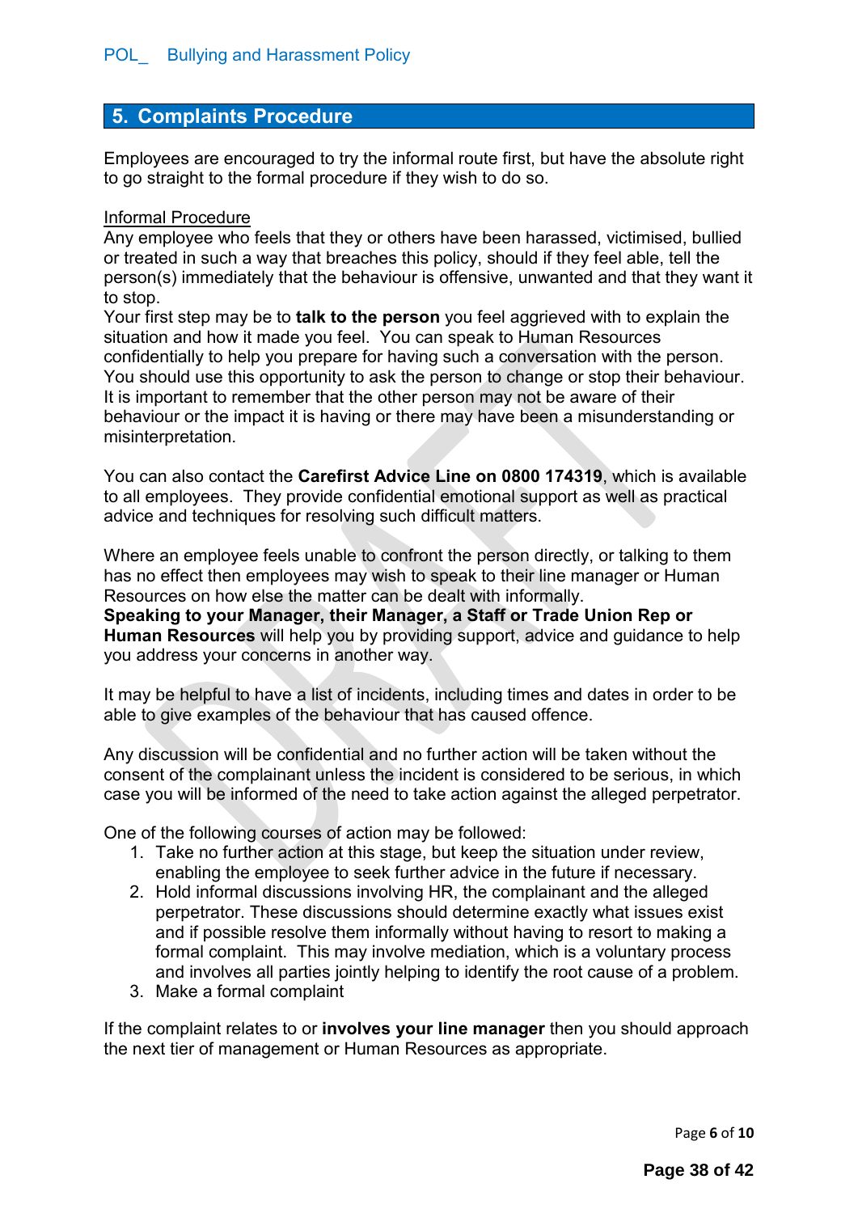## 5. Complaints Procedure

Employees are encouraged to try the informal route first, but have the absolute right to go straight to the formal procedure if they wish to do so.

Informal Procedure

Any employee who feels that they or others have been harassed, victimised, bullied or treated in such a way that breaches this policy, should if they feel able, tell the person(s) immediately that the behaviour is offensive, unwanted and that they want it to stop.

Your first step may be to **talk to the person** you feel aggrieved with to explain the situation and how it made you feel. You can speak to Human Resources confidentially to help you prepare for having such a conversation with the person. You should use this opportunity to ask the person to change or stop their behaviour. It is important to remember that the other person may not be aware of their behaviour or the impact it is having or there may have been a misunderstanding or misinterpretation.

You can also contact the **Carefirst Advice Line on 0800 174319**, which is available to all employees. They provide confidential emotional support as well as practical advice and techniques for resolving such difficult matters.

Where an employee feels unable to confront the person directly, or talking to them has no effect then employees may wish to speak to their line manager or Human Resources on how else the matter can be dealt with informally.

**Speaking to your Manager, their Manager, a Staff or Trade Union Rep or Human Resources** will help you by providing support, advice and guidance to help you address your concerns in another way.

It may be helpful to have a list of incidents, including times and dates in order to be able to give examples of the behaviour that has caused offence.

Any discussion will be confidential and no further action will be taken without the consent of the complainant unless the incident is considered to be serious, in which case you will be informed of the need to take action against the alleged perpetrator.

One of the following courses of action may be followed:

1. Take no further action at this stage, but keep the situation under review, enabling the employee to seek further advice in the future if necessary.
2. Hold informal discussions involving HR, the complainant and the alleged perpetrator. These discussions should determine exactly what issues exist and if possible resolve them informally without having to resort to making a formal complaint. This may involve mediation, which is a voluntary process and involves all parties jointly helping to identify the root cause of a problem.
3. Make a formal complaint

If the complaint relates to or **involves your line manager** then you should approach the next tier of management or Human Resources as appropriate.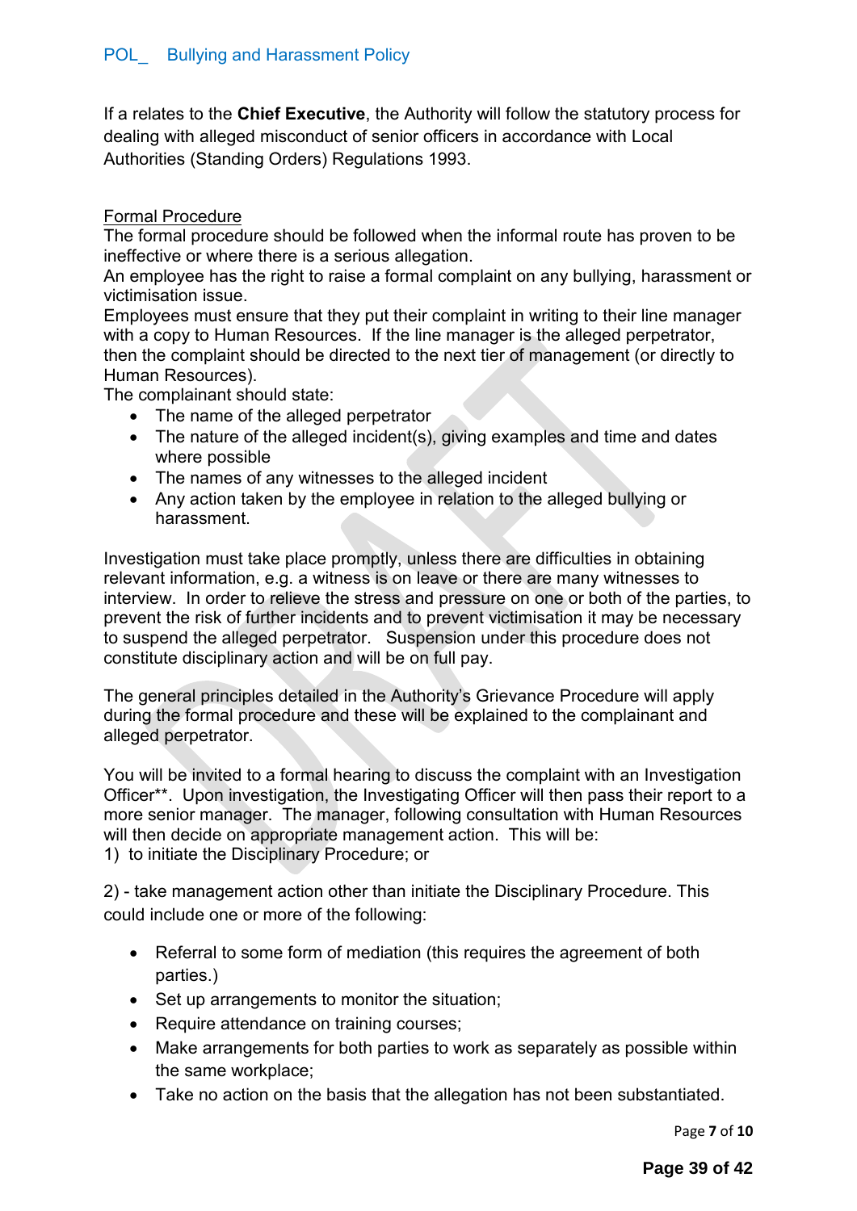If a relates to the **Chief Executive**, the Authority will follow the statutory process for dealing with alleged misconduct of senior officers in accordance with Local Authorities (Standing Orders) Regulations 1993.

<u>Formal Procedure</u>

The formal procedure should be followed when the informal route has proven to be ineffective or where there is a serious allegation.

An employee has the right to raise a formal complaint on any bullying, harassment or victimisation issue.

Employees must ensure that they put their complaint in writing to their line manager with a copy to Human Resources. If the line manager is the alleged perpetrator, then the complaint should be directed to the next tier of management (or directly to Human Resources).

The complainant should state:

- The name of the alleged perpetrator
- The nature of the alleged incident(s), giving examples and time and dates where possible
- The names of any witnesses to the alleged incident
- Any action taken by the employee in relation to the alleged bullying or harassment.

Investigation must take place promptly, unless there are difficulties in obtaining relevant information, e.g. a witness is on leave or there are many witnesses to interview. In order to relieve the stress and pressure on one or both of the parties, to prevent the risk of further incidents and to prevent victimisation it may be necessary to suspend the alleged perpetrator. Suspension under this procedure does not constitute disciplinary action and will be on full pay.

The general principles detailed in the Authority's Grievance Procedure will apply during the formal procedure and these will be explained to the complainant and alleged perpetrator.

You will be invited to a formal hearing to discuss the complaint with an Investigation Officer**. Upon investigation, the Investigating Officer will then pass their report to a more senior manager. The manager, following consultation with Human Resources will then decide on appropriate management action. This will be:

1) to initiate the Disciplinary Procedure; or

2) - take management action other than initiate the Disciplinary Procedure. This could include one or more of the following:

- Referral to some form of mediation (this requires the agreement of both parties.)
- Set up arrangements to monitor the situation;
- Require attendance on training courses;
- Make arrangements for both parties to work as separately as possible within the same workplace;
- Take no action on the basis that the allegation has not been substantiated.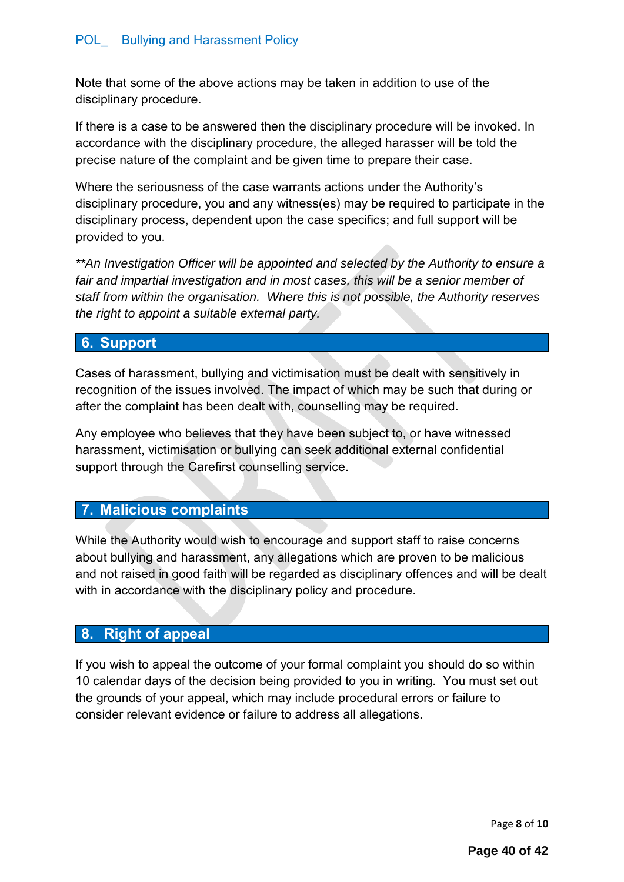Note that some of the above actions may be taken in addition to use of the disciplinary procedure.

If there is a case to be answered then the disciplinary procedure will be invoked. In accordance with the disciplinary procedure, the alleged harasser will be told the precise nature of the complaint and be given time to prepare their case.

Where the seriousness of the case warrants actions under the Authority's disciplinary procedure, you and any witness(es) may be required to participate in the disciplinary process, dependent upon the case specifics; and full support will be provided to you.

*\*\*An Investigation Officer will be appointed and selected by the Authority to ensure a fair and impartial investigation and in most cases, this will be a senior member of staff from within the organisation. Where this is not possible, the Authority reserves the right to appoint a suitable external party.*

## 6. Support

Cases of harassment, bullying and victimisation must be dealt with sensitively in recognition of the issues involved. The impact of which may be such that during or after the complaint has been dealt with, counselling may be required.

Any employee who believes that they have been subject to, or have witnessed harassment, victimisation or bullying can seek additional external confidential support through the Carefirst counselling service.

## 7. Malicious complaints

While the Authority would wish to encourage and support staff to raise concerns about bullying and harassment, any allegations which are proven to be malicious and not raised in good faith will be regarded as disciplinary offences and will be dealt with in accordance with the disciplinary policy and procedure.

## 8. Right of appeal

If you wish to appeal the outcome of your formal complaint you should do so within 10 calendar days of the decision being provided to you in writing. You must set out the grounds of your appeal, which may include procedural errors or failure to consider relevant evidence or failure to address all allegations.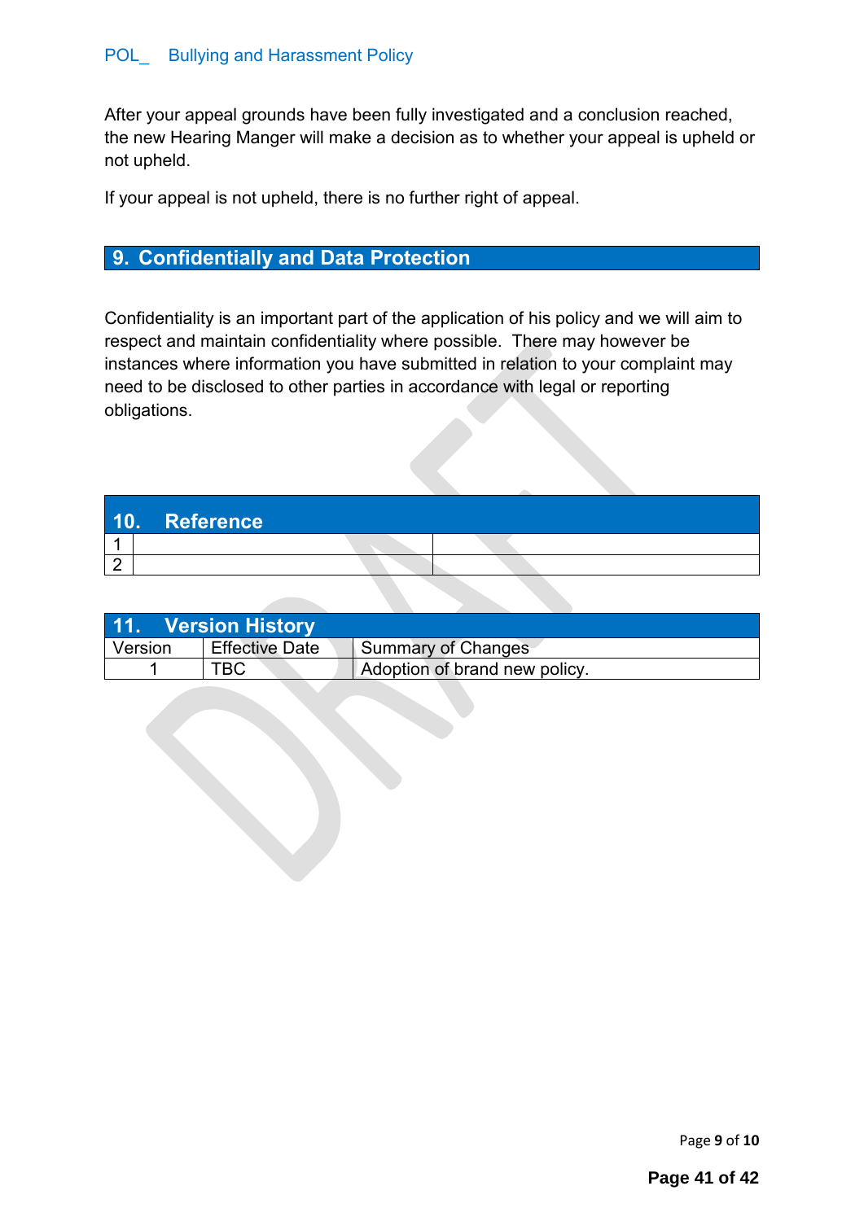After your appeal grounds have been fully investigated and a conclusion reached, the new Hearing Manger will make a decision as to whether your appeal is upheld or not upheld.

If your appeal is not upheld, there is no further right of appeal.

## 9. Confidentially and Data Protection

Confidentiality is an important part of the application of his policy and we will aim to respect and maintain confidentiality where possible. There may however be instances where information you have submitted in relation to your complaint may need to be disclosed to other parties in accordance with legal or reporting obligations.

## 10. Reference

| | | |
|---|---|---|
| 1 | | |
| 2 | | |

## 11. Version History

| Version | Effective Date | Summary of Changes |
|---|---|---|
| 1 | TBC | Adoption of brand new policy. |